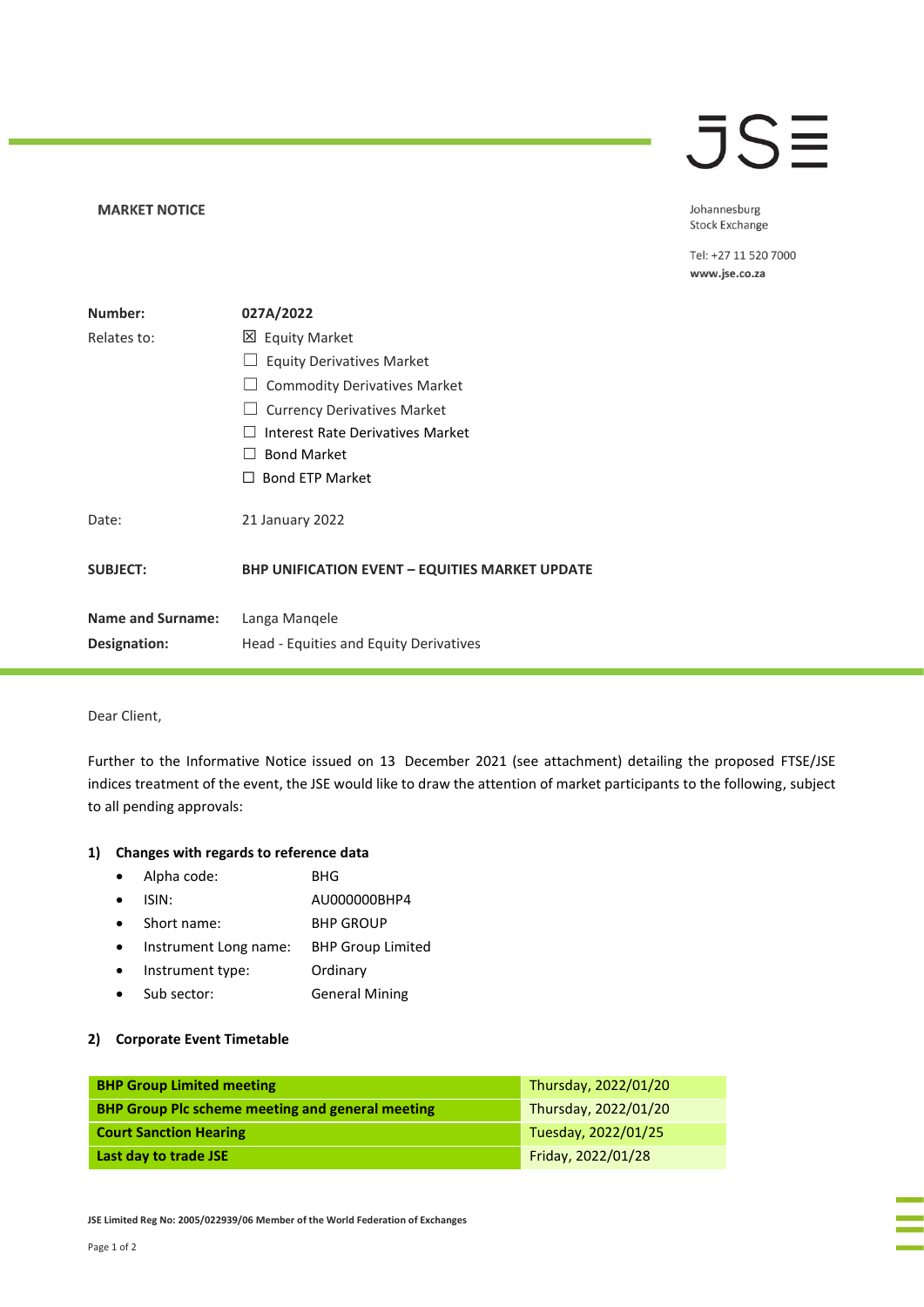**MARKET NOTICE**

Johannesburg Stock Exchange

Tel: +27 11 520 7000
**www.jse.co.za**

| | |
|---|---|
| **Number:** | **027A/2022** |
| Relates to: | ☒ Equity Market |
| | ☐ Equity Derivatives Market |
| | ☐ Commodity Derivatives Market |
| | ☐ Currency Derivatives Market |
| | ☐ Interest Rate Derivatives Market |
| | ☐ Bond Market |
| | ☐ Bond ETP Market |
| Date: | 21 January 2022 |
| **SUBJECT:** | **BHP UNIFICATION EVENT – EQUITIES MARKET UPDATE** |
| **Name and Surname:** | Langa Manqele |
| **Designation:** | Head - Equities and Equity Derivatives |

Dear Client,

Further to the Informative Notice issued on 13 December 2021 (see attachment) detailing the proposed FTSE/JSE indices treatment of the event, the JSE would like to draw the attention of market participants to the following, subject to all pending approvals:

### 1) Changes with regards to reference data

- Alpha code: BHG
- ISIN: AU000000BHP4
- Short name: BHP GROUP
- Instrument Long name: BHP Group Limited
- Instrument type: Ordinary
- Sub sector: General Mining

### 2) Corporate Event Timetable

| | |
|---|---|
| **BHP Group Limited meeting** | Thursday, 2022/01/20 |
| **BHP Group Plc scheme meeting and general meeting** | Thursday, 2022/01/20 |
| **Court Sanction Hearing** | Tuesday, 2022/01/25 |
| **Last day to trade JSE** | Friday, 2022/01/28 |

**JSE Limited Reg No: 2005/022939/06 Member of the World Federation of Exchanges**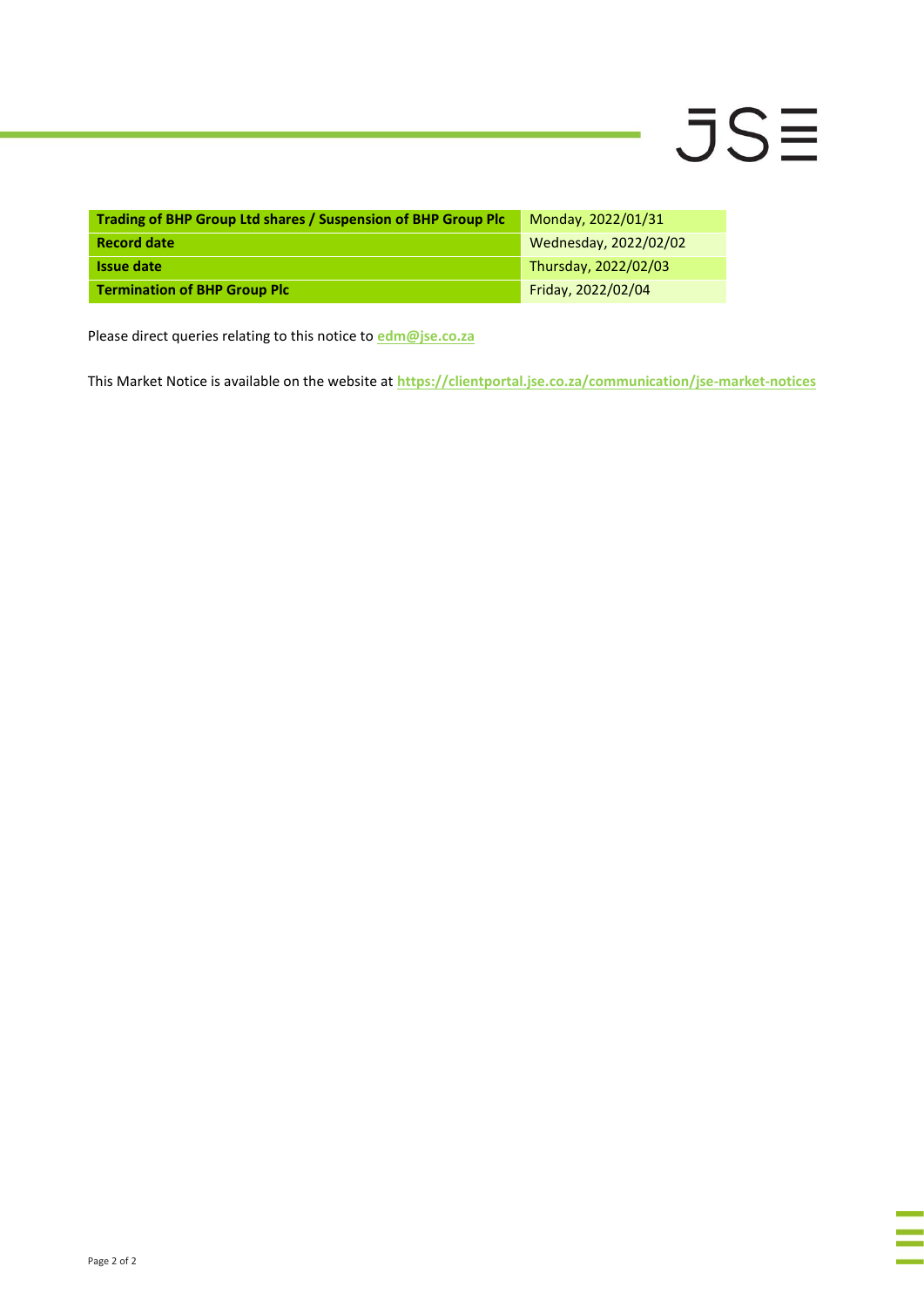| | |
|---|---|
| **Trading of BHP Group Ltd shares / Suspension of BHP Group Plc** | Monday, 2022/01/31 |
| **Record date** | Wednesday, 2022/02/02 |
| **Issue date** | Thursday, 2022/02/03 |
| **Termination of BHP Group Plc** | Friday, 2022/02/04 |

Please direct queries relating to this notice to **edm@jse.co.za**

This Market Notice is available on the website at **https://clientportal.jse.co.za/communication/jse-market-notices**